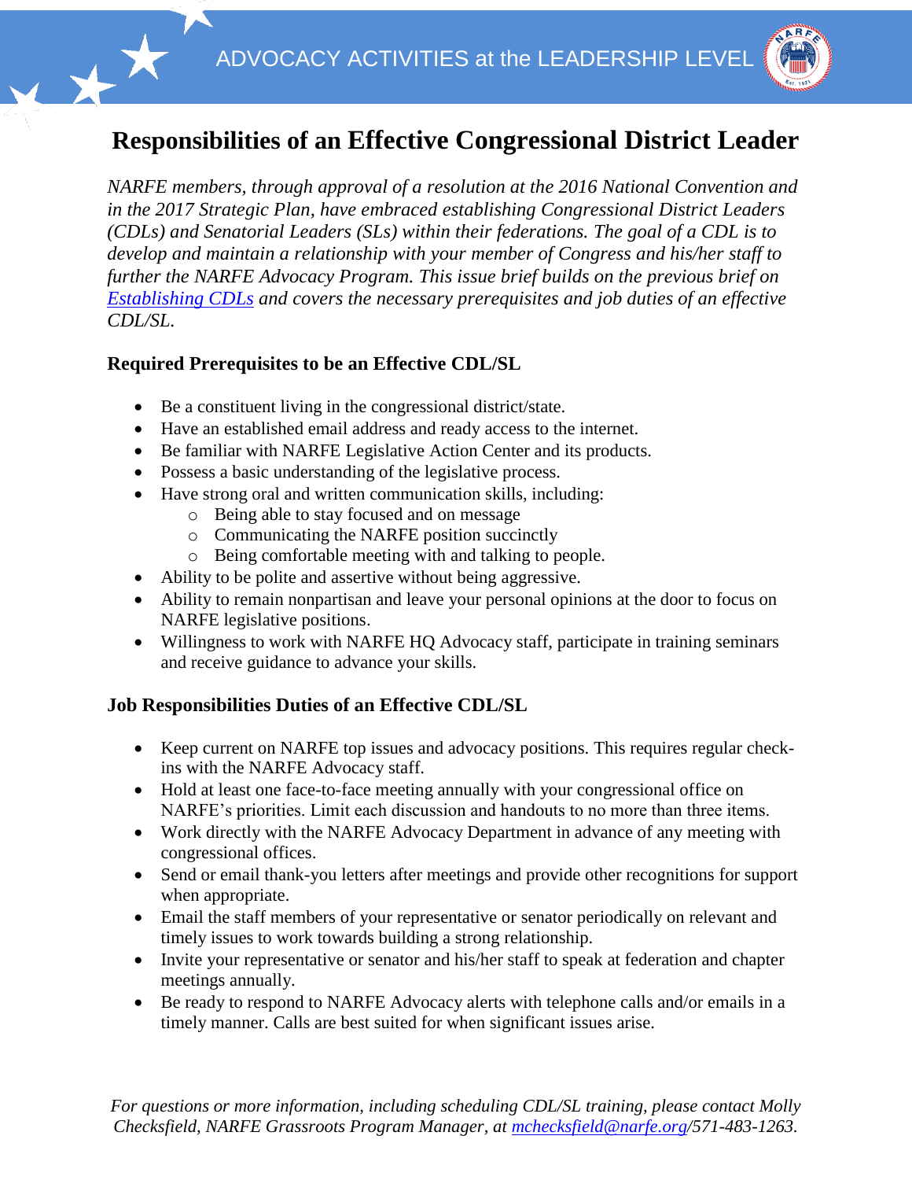ADVOCACY ACTIVITIES at the LEADERSHIP LEVEL

# Responsibilities of an Effective Congressional District Leader

*NARFE members, through approval of a resolution at the 2016 National Convention and in the 2017 Strategic Plan, have embraced establishing Congressional District Leaders (CDLs) and Senatorial Leaders (SLs) within their federations. The goal of a CDL is to develop and maintain a relationship with your member of Congress and his/her staff to further the NARFE Advocacy Program. This issue brief builds on the previous brief on [Establishing CDLs](Establishing CDLs) and covers the necessary prerequisites and job duties of an effective CDL/SL.*

## Required Prerequisites to be an Effective CDL/SL

- Be a constituent living in the congressional district/state.
- Have an established email address and ready access to the internet.
- Be familiar with NARFE Legislative Action Center and its products.
- Possess a basic understanding of the legislative process.
- Have strong oral and written communication skills, including:
  - Being able to stay focused and on message
  - Communicating the NARFE position succinctly
  - Being comfortable meeting with and talking to people.
- Ability to be polite and assertive without being aggressive.
- Ability to remain nonpartisan and leave your personal opinions at the door to focus on NARFE legislative positions.
- Willingness to work with NARFE HQ Advocacy staff, participate in training seminars and receive guidance to advance your skills.

## Job Responsibilities Duties of an Effective CDL/SL

- Keep current on NARFE top issues and advocacy positions. This requires regular check-ins with the NARFE Advocacy staff.
- Hold at least one face-to-face meeting annually with your congressional office on NARFE's priorities. Limit each discussion and handouts to no more than three items.
- Work directly with the NARFE Advocacy Department in advance of any meeting with congressional offices.
- Send or email thank-you letters after meetings and provide other recognitions for support when appropriate.
- Email the staff members of your representative or senator periodically on relevant and timely issues to work towards building a strong relationship.
- Invite your representative or senator and his/her staff to speak at federation and chapter meetings annually.
- Be ready to respond to NARFE Advocacy alerts with telephone calls and/or emails in a timely manner. Calls are best suited for when significant issues arise.

*For questions or more information, including scheduling CDL/SL training, please contact Molly Checksfield, NARFE Grassroots Program Manager, at [mchecksfield@narfe.org](mailto:mchecksfield@narfe.org)/571-483-1263.*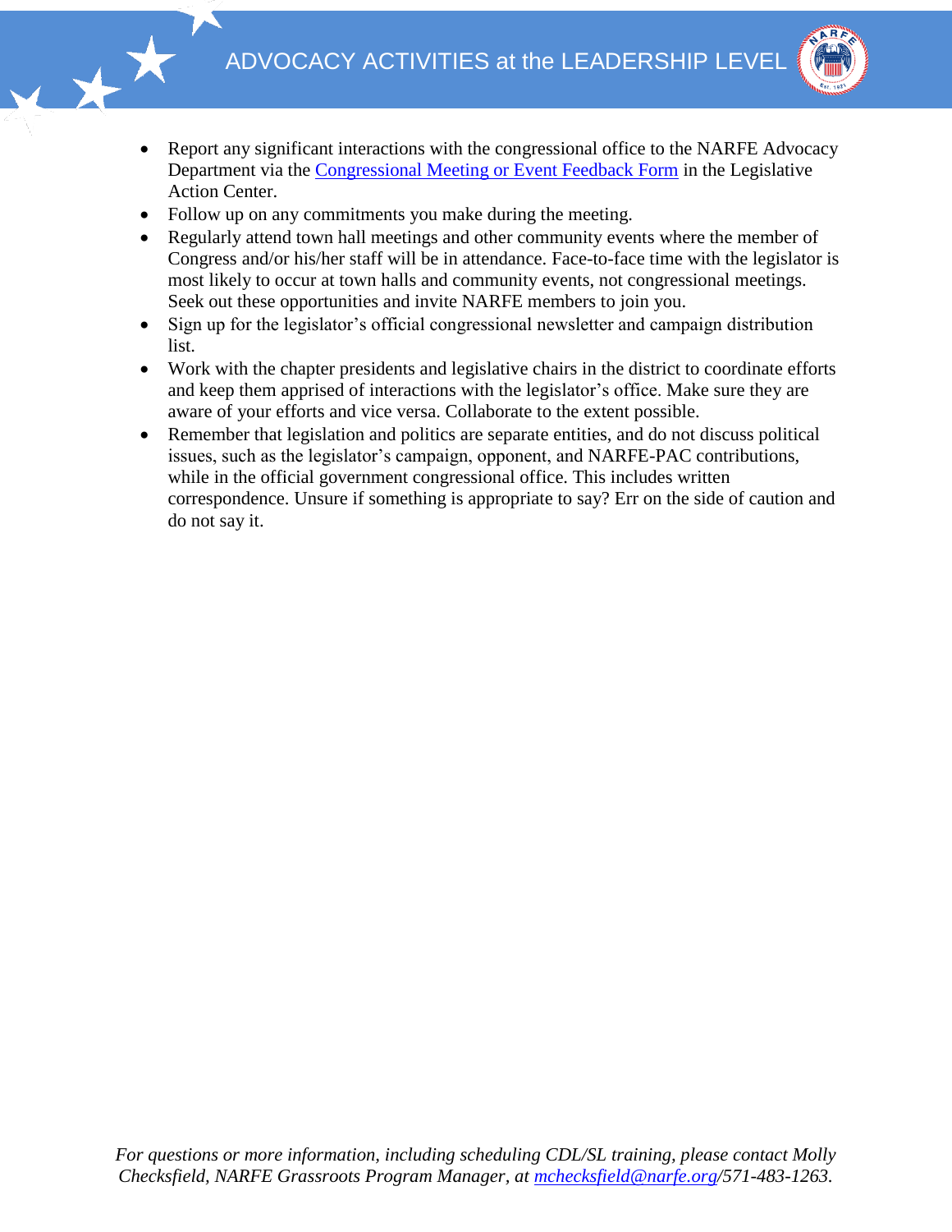- Report any significant interactions with the congressional office to the NARFE Advocacy Department via the Congressional Meeting or Event Feedback Form in the Legislative Action Center.
- Follow up on any commitments you make during the meeting.
- Regularly attend town hall meetings and other community events where the member of Congress and/or his/her staff will be in attendance. Face-to-face time with the legislator is most likely to occur at town halls and community events, not congressional meetings. Seek out these opportunities and invite NARFE members to join you.
- Sign up for the legislator's official congressional newsletter and campaign distribution list.
- Work with the chapter presidents and legislative chairs in the district to coordinate efforts and keep them apprised of interactions with the legislator's office. Make sure they are aware of your efforts and vice versa. Collaborate to the extent possible.
- Remember that legislation and politics are separate entities, and do not discuss political issues, such as the legislator's campaign, opponent, and NARFE-PAC contributions, while in the official government congressional office. This includes written correspondence. Unsure if something is appropriate to say? Err on the side of caution and do not say it.

*For questions or more information, including scheduling CDL/SL training, please contact Molly Checksfield, NARFE Grassroots Program Manager, at mchecksfield@narfe.org/571-483-1263.*